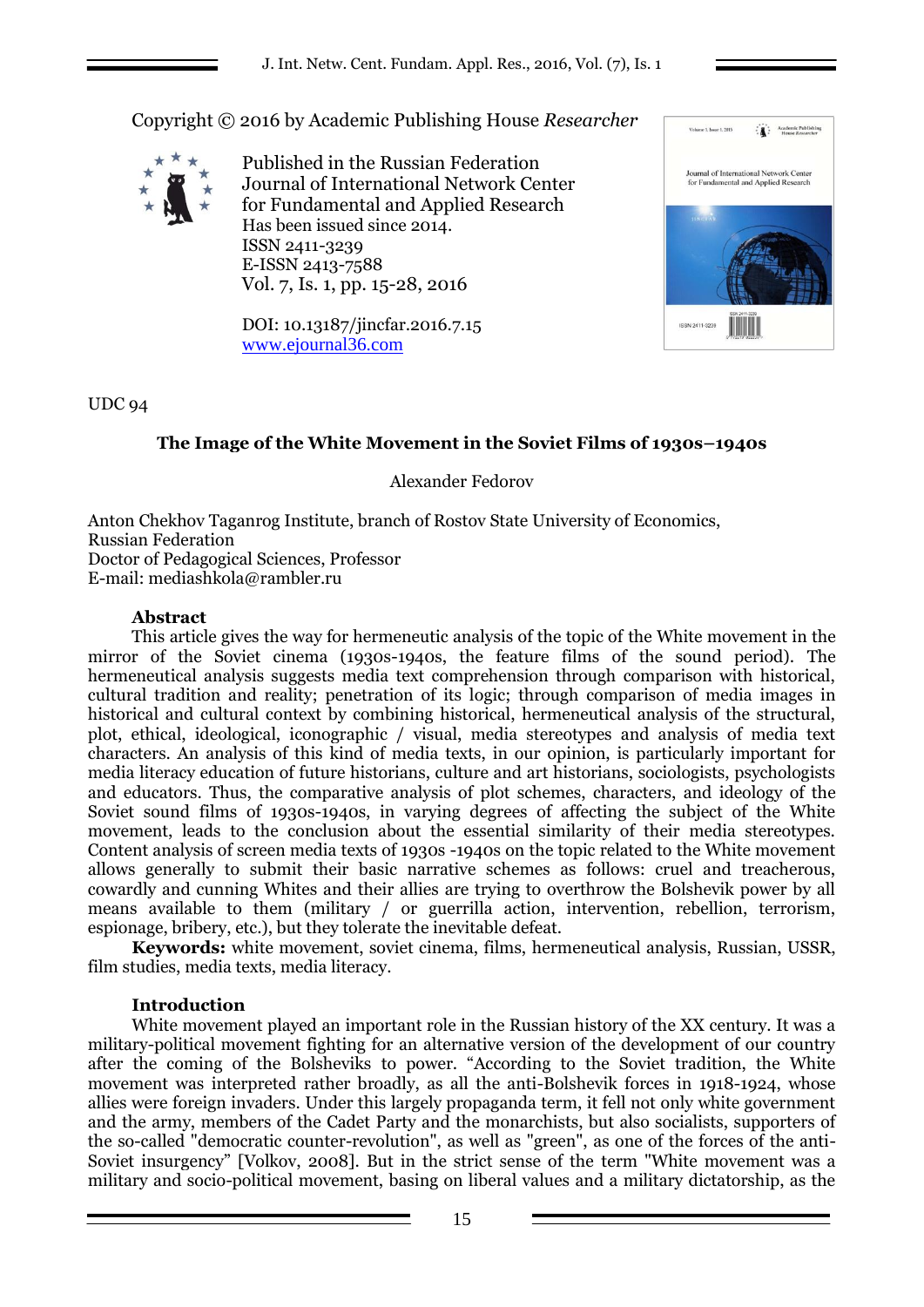Copyright © 2016 by Academic Publishing House *Researcher*

Published in the Russian Federation
Journal of International Network Center for Fundamental and Applied Research
Has been issued since 2014.
ISSN 2411-3239
E-ISSN 2413-7588
Vol. 7, Is. 1, pp. 15-28, 2016

DOI: 10.13187/jincfar.2016.7.15
www.ejournal36.com

UDC 94

# The Image of the White Movement in the Soviet Films of 1930s–1940s

Alexander Fedorov

Anton Chekhov Taganrog Institute, branch of Rostov State University of Economics, Russian Federation
Doctor of Pedagogical Sciences, Professor
E-mail: mediashkola@rambler.ru

## Abstract

This article gives the way for hermeneutic analysis of the topic of the White movement in the mirror of the Soviet cinema (1930s-1940s, the feature films of the sound period). The hermeneutical analysis suggests media text comprehension through comparison with historical, cultural tradition and reality; penetration of its logic; through comparison of media images in historical and cultural context by combining historical, hermeneutical analysis of the structural, plot, ethical, ideological, iconographic / visual, media stereotypes and analysis of media text characters. An analysis of this kind of media texts, in our opinion, is particularly important for media literacy education of future historians, culture and art historians, sociologists, psychologists and educators. Thus, the comparative analysis of plot schemes, characters, and ideology of the Soviet sound films of 1930s-1940s, in varying degrees of affecting the subject of the White movement, leads to the conclusion about the essential similarity of their media stereotypes. Content analysis of screen media texts of 1930s -1940s on the topic related to the White movement allows generally to submit their basic narrative schemes as follows: cruel and treacherous, cowardly and cunning Whites and their allies are trying to overthrow the Bolshevik power by all means available to them (military / or guerrilla action, intervention, rebellion, terrorism, espionage, bribery, etc.), but they tolerate the inevitable defeat.

**Keywords:** white movement, soviet cinema, films, hermeneutical analysis, Russian, USSR, film studies, media texts, media literacy.

## Introduction

White movement played an important role in the Russian history of the XX century. It was a military-political movement fighting for an alternative version of the development of our country after the coming of the Bolsheviks to power. “According to the Soviet tradition, the White movement was interpreted rather broadly, as all the anti-Bolshevik forces in 1918-1924, whose allies were foreign invaders. Under this largely propaganda term, it fell not only white government and the army, members of the Cadet Party and the monarchists, but also socialists, supporters of the so-called "democratic counter-revolution", as well as "green", as one of the forces of the anti-Soviet insurgency” [Volkov, 2008]. But in the strict sense of the term "White movement was a military and socio-political movement, basing on liberal values and a military dictatorship, as the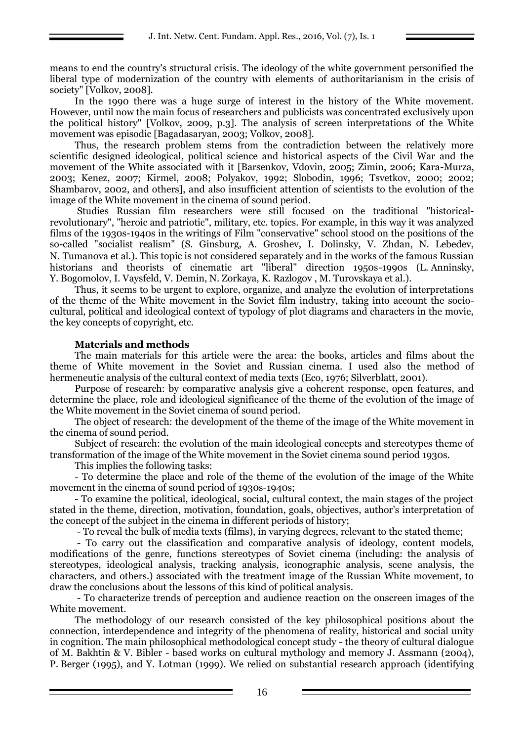means to end the country's structural crisis. The ideology of the white government personified the liberal type of modernization of the country with elements of authoritarianism in the crisis of society" [Volkov, 2008].

In the 1990 there was a huge surge of interest in the history of the White movement. However, until now the main focus of researchers and publicists was concentrated exclusively upon the political history" [Volkov, 2009, p.3]. The analysis of screen interpretations of the White movement was episodic [Bagadasaryan, 2003; Volkov, 2008].

Thus, the research problem stems from the contradiction between the relatively more scientific designed ideological, political science and historical aspects of the Civil War and the movement of the White associated with it [Barsenkov, Vdovin, 2005; Zimin, 2006; Kara-Murza, 2003; Kenez, 2007; Kirmel, 2008; Polyakov, 1992; Slobodin, 1996; Tsvetkov, 2000; 2002; Shambarov, 2002, and others], and also insufficient attention of scientists to the evolution of the image of the White movement in the cinema of sound period.

Studies Russian film researchers were still focused on the traditional "historical-revolutionary", "heroic and patriotic", military, etc. topics. For example, in this way it was analyzed films of the 1930s-1940s in the writings of Film "conservative" school stood on the positions of the so-called "socialist realism" (S. Ginsburg, A. Groshev, I. Dolinsky, V. Zhdan, N. Lebedev, N. Tumanova et al.). This topic is not considered separately and in the works of the famous Russian historians and theorists of cinematic art "liberal" direction 1950s-1990s (L. Anninsky, Y. Bogomolov, I. Vaysfeld, V. Demin, N. Zorkaya, K. Razlogov , M. Turovskaya et al.).

Thus, it seems to be urgent to explore, organize, and analyze the evolution of interpretations of the theme of the White movement in the Soviet film industry, taking into account the socio-cultural, political and ideological context of typology of plot diagrams and characters in the movie, the key concepts of copyright, etc.

## Materials and methods

The main materials for this article were the area: the books, articles and films about the theme of White movement in the Soviet and Russian cinema. I used also the method of hermeneutic analysis of the cultural context of media texts (Eco, 1976; Silverblatt, 2001).

Purpose of research: by comparative analysis give a coherent response, open features, and determine the place, role and ideological significance of the theme of the evolution of the image of the White movement in the Soviet cinema of sound period.

The object of research: the development of the theme of the image of the White movement in the cinema of sound period.

Subject of research: the evolution of the main ideological concepts and stereotypes theme of transformation of the image of the White movement in the Soviet cinema sound period 1930s.

This implies the following tasks:

- To determine the place and role of the theme of the evolution of the image of the White movement in the cinema of sound period of 1930s-1940s;
- To examine the political, ideological, social, cultural context, the main stages of the project stated in the theme, direction, motivation, foundation, goals, objectives, author's interpretation of the concept of the subject in the cinema in different periods of history;
- To reveal the bulk of media texts (films), in varying degrees, relevant to the stated theme;
- To carry out the classification and comparative analysis of ideology, content models, modifications of the genre, functions stereotypes of Soviet cinema (including: the analysis of stereotypes, ideological analysis, tracking analysis, iconographic analysis, scene analysis, the characters, and others.) associated with the treatment image of the Russian White movement, to draw the conclusions about the lessons of this kind of political analysis.
- To characterize trends of perception and audience reaction on the onscreen images of the White movement.

The methodology of our research consisted of the key philosophical positions about the connection, interdependence and integrity of the phenomena of reality, historical and social unity in cognition. The main philosophical methodological concept study - the theory of cultural dialogue of M. Bakhtin & V. Bibler - based works on cultural mythology and memory J. Assmann (2004), P. Berger (1995), and Y. Lotman (1999). We relied on substantial research approach (identifying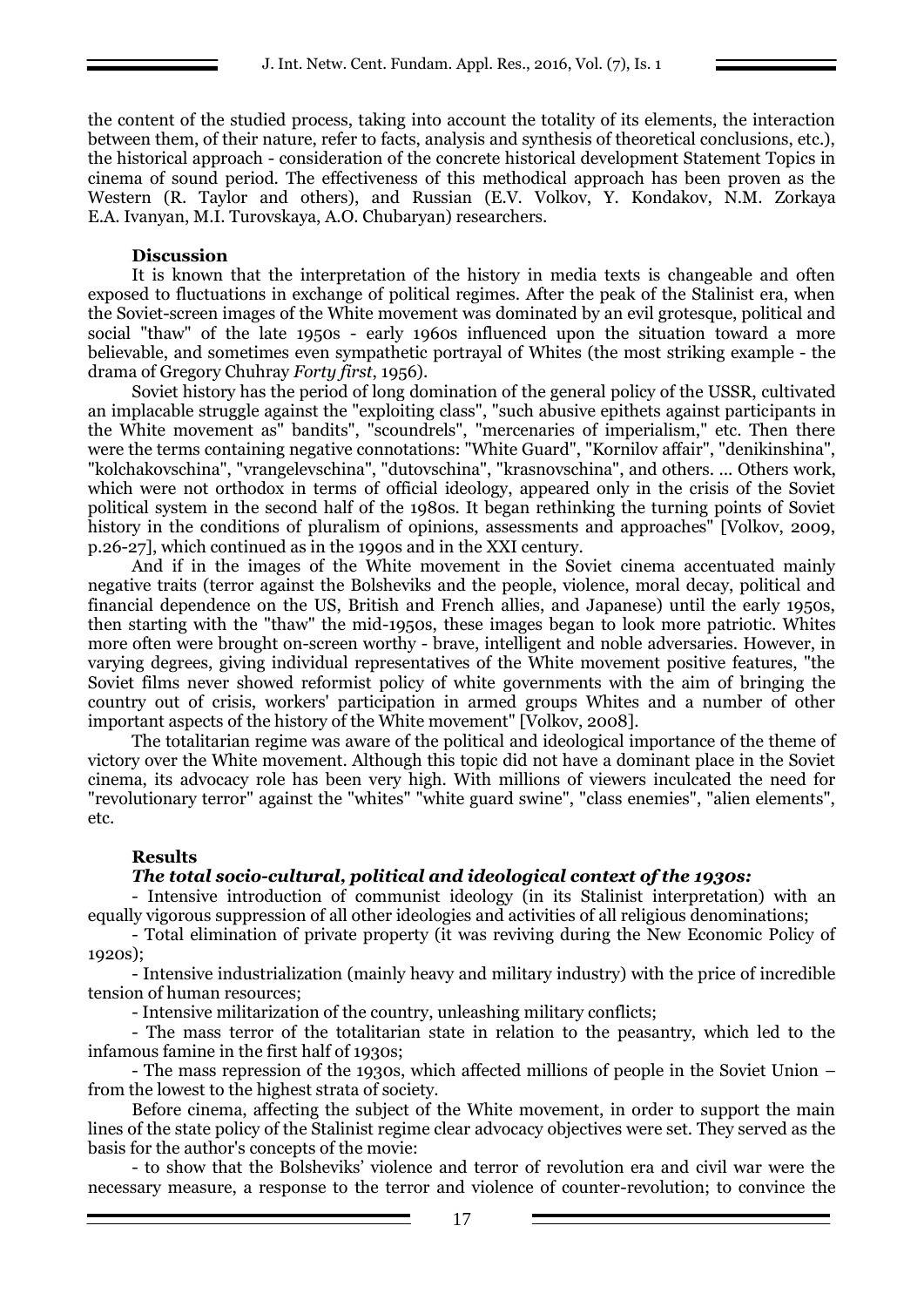the content of the studied process, taking into account the totality of its elements, the interaction between them, of their nature, refer to facts, analysis and synthesis of theoretical conclusions, etc.), the historical approach - consideration of the concrete historical development Statement Topics in cinema of sound period. The effectiveness of this methodical approach has been proven as the Western (R. Taylor and others), and Russian (E.V. Volkov, Y. Kondakov, N.M. Zorkaya E.A. Ivanyan, M.I. Turovskaya, A.O. Chubaryan) researchers.

**Discussion**

It is known that the interpretation of the history in media texts is changeable and often exposed to fluctuations in exchange of political regimes. After the peak of the Stalinist era, when the Soviet-screen images of the White movement was dominated by an evil grotesque, political and social "thaw" of the late 1950s - early 1960s influenced upon the situation toward a more believable, and sometimes even sympathetic portrayal of Whites (the most striking example - the drama of Gregory Chuhray *Forty first*, 1956).

Soviet history has the period of long domination of the general policy of the USSR, cultivated an implacable struggle against the "exploiting class", "such abusive epithets against participants in the White movement as" bandits", "scoundrels", "mercenaries of imperialism," etc. Then there were the terms containing negative connotations: "White Guard", "Kornilov affair", "denikinshina", "kolchakovschina", "vrangelevschina", "dutovschina", "krasnovschina", and others. … Others work, which were not orthodox in terms of official ideology, appeared only in the crisis of the Soviet political system in the second half of the 1980s. It began rethinking the turning points of Soviet history in the conditions of pluralism of opinions, assessments and approaches" [Volkov, 2009, p.26-27], which continued as in the 1990s and in the XXI century.

And if in the images of the White movement in the Soviet cinema accentuated mainly negative traits (terror against the Bolsheviks and the people, violence, moral decay, political and financial dependence on the US, British and French allies, and Japanese) until the early 1950s, then starting with the "thaw" the mid-1950s, these images began to look more patriotic. Whites more often were brought on-screen worthy - brave, intelligent and noble adversaries. However, in varying degrees, giving individual representatives of the White movement positive features, "the Soviet films never showed reformist policy of white governments with the aim of bringing the country out of crisis, workers' participation in armed groups Whites and a number of other important aspects of the history of the White movement" [Volkov, 2008].

The totalitarian regime was aware of the political and ideological importance of the theme of victory over the White movement. Although this topic did not have a dominant place in the Soviet cinema, its advocacy role has been very high. With millions of viewers inculcated the need for "revolutionary terror" against the "whites" "white guard swine", "class enemies", "alien elements", etc.

**Results**

***The total socio-cultural, political and ideological context of the 1930s:***

- Intensive introduction of communist ideology (in its Stalinist interpretation) with an equally vigorous suppression of all other ideologies and activities of all religious denominations;
- Total elimination of private property (it was reviving during the New Economic Policy of 1920s);
- Intensive industrialization (mainly heavy and military industry) with the price of incredible tension of human resources;
- Intensive militarization of the country, unleashing military conflicts;
- The mass terror of the totalitarian state in relation to the peasantry, which led to the infamous famine in the first half of 1930s;
- The mass repression of the 1930s, which affected millions of people in the Soviet Union – from the lowest to the highest strata of society.

Before cinema, affecting the subject of the White movement, in order to support the main lines of the state policy of the Stalinist regime clear advocacy objectives were set. They served as the basis for the author's concepts of the movie:

- to show that the Bolsheviks' violence and terror of revolution era and civil war were the necessary measure, a response to the terror and violence of counter-revolution; to convince the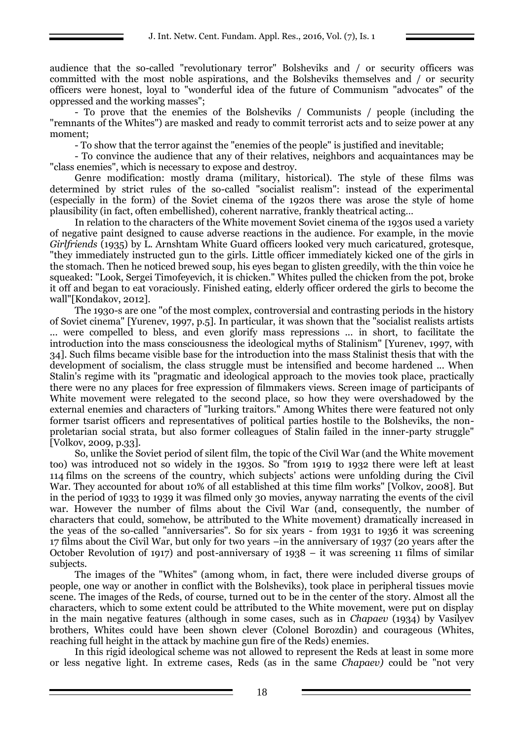audience that the so-called "revolutionary terror" Bolsheviks and / or security officers was committed with the most noble aspirations, and the Bolsheviks themselves and / or security officers were honest, loyal to "wonderful idea of the future of Communism "advocates" of the oppressed and the working masses";

- To prove that the enemies of the Bolsheviks / Communists / people (including the "remnants of the Whites") are masked and ready to commit terrorist acts and to seize power at any moment;

- To show that the terror against the "enemies of the people" is justified and inevitable;

- To convince the audience that any of their relatives, neighbors and acquaintances may be "class enemies", which is necessary to expose and destroy.

Genre modification: mostly drama (military, historical). The style of these films was determined by strict rules of the so-called "socialist realism": instead of the experimental (especially in the form) of the Soviet cinema of the 1920s there was arose the style of home plausibility (in fact, often embellished), coherent narrative, frankly theatrical acting...

In relation to the characters of the White movement Soviet cinema of the 1930s used a variety of negative paint designed to cause adverse reactions in the audience. For example, in the movie *Girlfriends* (1935) by L. Arnshtam White Guard officers looked very much caricatured, grotesque, "they immediately instructed gun to the girls. Little officer immediately kicked one of the girls in the stomach. Then he noticed brewed soup, his eyes began to glisten greedily, with the thin voice he squeaked: "Look, Sergei Timofeyevich, it is chicken." Whites pulled the chicken from the pot, broke it off and began to eat voraciously. Finished eating, elderly officer ordered the girls to become the wall"[Kondakov, 2012].

The 1930-s are one "of the most complex, controversial and contrasting periods in the history of Soviet cinema" [Yurenev, 1997, p.5]. In particular, it was shown that the "socialist realists artists ... were compelled to bless, and even glorify mass repressions ... in short, to facilitate the introduction into the mass consciousness the ideological myths of Stalinism" [Yurenev, 1997, with 34]. Such films became visible base for the introduction into the mass Stalinist thesis that with the development of socialism, the class struggle must be intensified and become hardened ... When Stalin's regime with its "pragmatic and ideological approach to the movies took place, practically there were no any places for free expression of filmmakers views. Screen image of participants of White movement were relegated to the second place, so how they were overshadowed by the external enemies and characters of "lurking traitors." Among Whites there were featured not only former tsarist officers and representatives of political parties hostile to the Bolsheviks, the non-proletarian social strata, but also former colleagues of Stalin failed in the inner-party struggle" [Volkov, 2009, p.33].

So, unlike the Soviet period of silent film, the topic of the Civil War (and the White movement too) was introduced not so widely in the 1930s. So "from 1919 to 1932 there were left at least 114 films on the screens of the country, which subjects' actions were unfolding during the Civil War. They accounted for about 10% of all established at this time film works" [Volkov, 2008]. But in the period of 1933 to 1939 it was filmed only 30 movies, anyway narrating the events of the civil war. However the number of films about the Civil War (and, consequently, the number of characters that could, somehow, be attributed to the White movement) dramatically increased in the yeas of the so-called "anniversaries". So for six years - from 1931 to 1936 it was screening 17 films about the Civil War, but only for two years –in the anniversary of 1937 (20 years after the October Revolution of 1917) and post-anniversary of 1938 – it was screening 11 films of similar subjects.

The images of the "Whites" (among whom, in fact, there were included diverse groups of people, one way or another in conflict with the Bolsheviks), took place in peripheral tissues movie scene. The images of the Reds, of course, turned out to be in the center of the story. Almost all the characters, which to some extent could be attributed to the White movement, were put on display in the main negative features (although in some cases, such as in *Chapaev* (1934) by Vasilyev brothers, Whites could have been shown clever (Colonel Borozdin) and courageous (Whites, reaching full height in the attack by machine gun fire of the Reds) enemies.

In this rigid ideological scheme was not allowed to represent the Reds at least in some more or less negative light. In extreme cases, Reds (as in the same *Chapaev)* could be "not very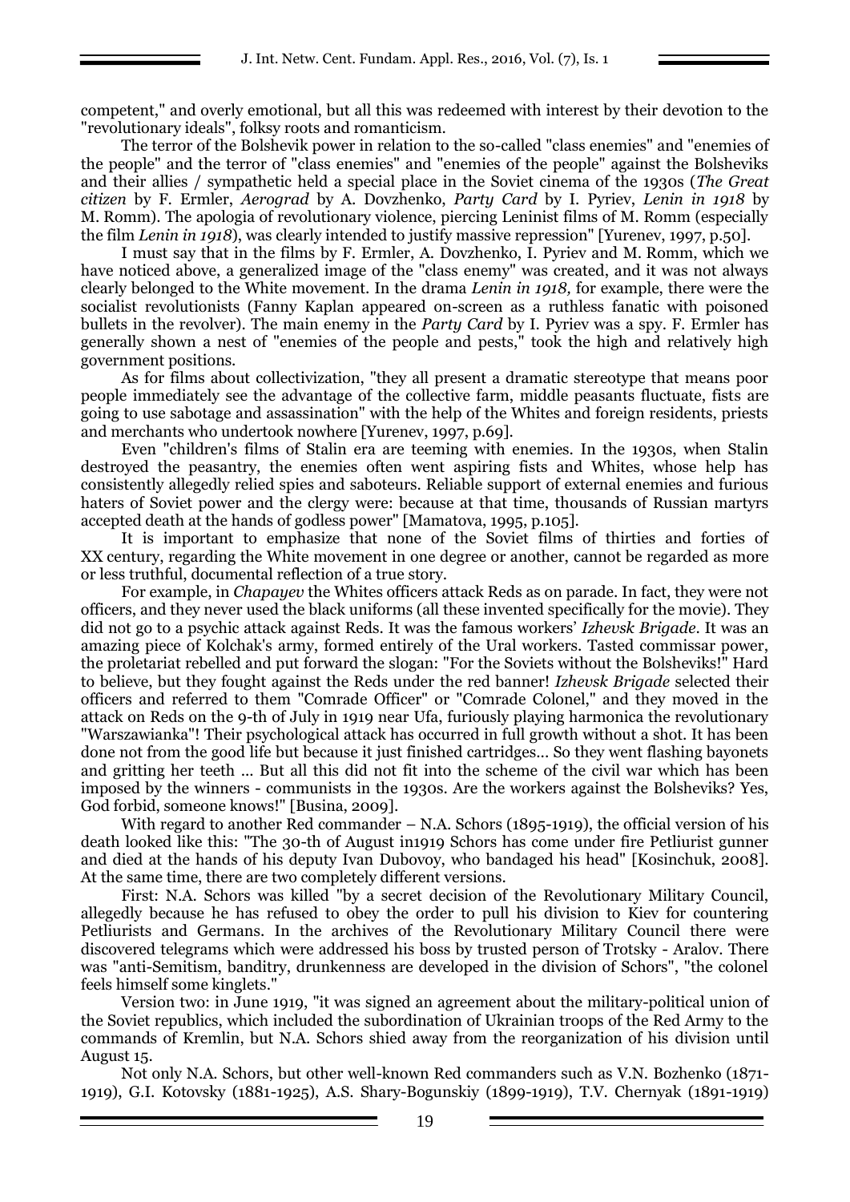competent," and overly emotional, but all this was redeemed with interest by their devotion to the "revolutionary ideals", folksy roots and romanticism.

The terror of the Bolshevik power in relation to the so-called "class enemies" and "enemies of the people" and the terror of "class enemies" and "enemies of the people" against the Bolsheviks and their allies / sympathetic held a special place in the Soviet cinema of the 1930s (*The Great citizen* by F. Ermler, *Aerograd* by A. Dovzhenko, *Party Card* by I. Pyriev, *Lenin in 1918* by M. Romm). The apologia of revolutionary violence, piercing Leninist films of M. Romm (especially the film *Lenin in 1918*), was clearly intended to justify massive repression" [Yurenev, 1997, p.50].

I must say that in the films by F. Ermler, A. Dovzhenko, I. Pyriev and M. Romm, which we have noticed above, a generalized image of the "class enemy" was created, and it was not always clearly belonged to the White movement. In the drama *Lenin in 1918,* for example, there were the socialist revolutionists (Fanny Kaplan appeared on-screen as a ruthless fanatic with poisoned bullets in the revolver). The main enemy in the *Party Card* by I. Pyriev was a spy. F. Ermler has generally shown a nest of "enemies of the people and pests," took the high and relatively high government positions.

As for films about collectivization, "they all present a dramatic stereotype that means poor people immediately see the advantage of the collective farm, middle peasants fluctuate, fists are going to use sabotage and assassination" with the help of the Whites and foreign residents, priests and merchants who undertook nowhere [Yurenev, 1997, p.69].

Even "children's films of Stalin era are teeming with enemies. In the 1930s, when Stalin destroyed the peasantry, the enemies often went aspiring fists and Whites, whose help has consistently allegedly relied spies and saboteurs. Reliable support of external enemies and furious haters of Soviet power and the clergy were: because at that time, thousands of Russian martyrs accepted death at the hands of godless power" [Mamatova, 1995, p.105].

It is important to emphasize that none of the Soviet films of thirties and forties of XX century, regarding the White movement in one degree or another, cannot be regarded as more or less truthful, documental reflection of a true story.

For example, in *Chapayev* the Whites officers attack Reds as on parade. In fact, they were not officers, and they never used the black uniforms (all these invented specifically for the movie). They did not go to a psychic attack against Reds. It was the famous workers' *Izhevsk Brigade*. It was an amazing piece of Kolchak's army, formed entirely of the Ural workers. Tasted commissar power, the proletariat rebelled and put forward the slogan: "For the Soviets without the Bolsheviks!" Hard to believe, but they fought against the Reds under the red banner! *Izhevsk Brigade* selected their officers and referred to them "Comrade Officer" or "Comrade Colonel," and they moved in the attack on Reds on the 9-th of July in 1919 near Ufa, furiously playing harmonica the revolutionary "Warszawianka"! Their psychological attack has occurred in full growth without a shot. It has been done not from the good life but because it just finished cartridges... So they went flashing bayonets and gritting her teeth ... But all this did not fit into the scheme of the civil war which has been imposed by the winners - communists in the 1930s. Are the workers against the Bolsheviks? Yes, God forbid, someone knows!" [Busina, 2009].

With regard to another Red commander – N.A. Schors (1895-1919), the official version of his death looked like this: "The 30-th of August in1919 Schors has come under fire Petliurist gunner and died at the hands of his deputy Ivan Dubovoy, who bandaged his head" [Kosinchuk, 2008]. At the same time, there are two completely different versions.

First: N.A. Schors was killed "by a secret decision of the Revolutionary Military Council, allegedly because he has refused to obey the order to pull his division to Kiev for countering Petliurists and Germans. In the archives of the Revolutionary Military Council there were discovered telegrams which were addressed his boss by trusted person of Trotsky - Aralov. There was "anti-Semitism, banditry, drunkenness are developed in the division of Schors", "the colonel feels himself some kinglets."

Version two: in June 1919, "it was signed an agreement about the military-political union of the Soviet republics, which included the subordination of Ukrainian troops of the Red Army to the commands of Kremlin, but N.A. Schors shied away from the reorganization of his division until August 15.

Not only N.A. Schors, but other well-known Red commanders such as V.N. Bozhenko (1871-1919), G.I. Kotovsky (1881-1925), A.S. Shary-Bogunskiy (1899-1919), T.V. Chernyak (1891-1919)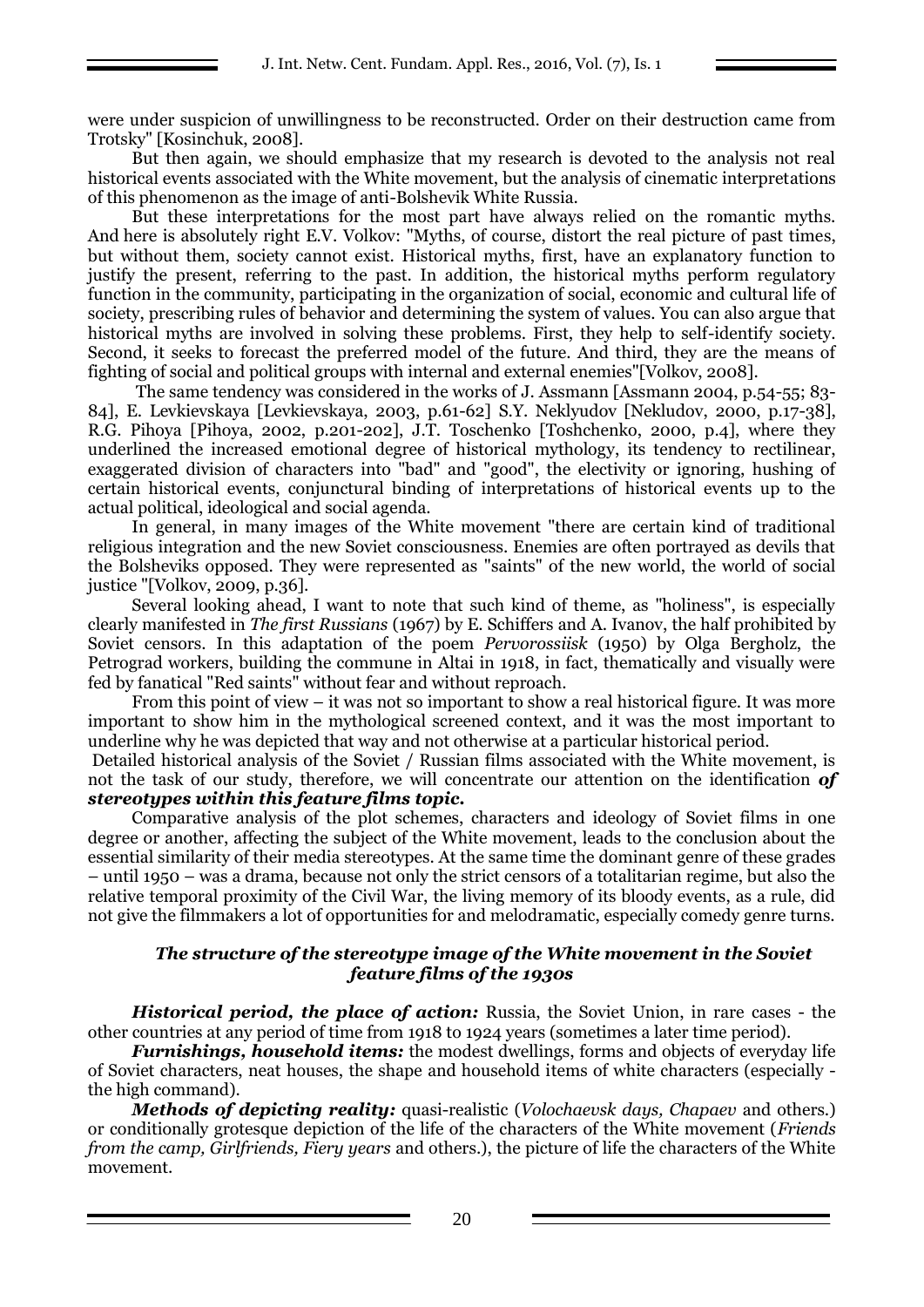were under suspicion of unwillingness to be reconstructed. Order on their destruction came from Trotsky" [Kosinchuk, 2008].

But then again, we should emphasize that my research is devoted to the analysis not real historical events associated with the White movement, but the analysis of cinematic interpretations of this phenomenon as the image of anti-Bolshevik White Russia.

But these interpretations for the most part have always relied on the romantic myths. And here is absolutely right E.V. Volkov: "Myths, of course, distort the real picture of past times, but without them, society cannot exist. Historical myths, first, have an explanatory function to justify the present, referring to the past. In addition, the historical myths perform regulatory function in the community, participating in the organization of social, economic and cultural life of society, prescribing rules of behavior and determining the system of values. You can also argue that historical myths are involved in solving these problems. First, they help to self-identify society. Second, it seeks to forecast the preferred model of the future. And third, they are the means of fighting of social and political groups with internal and external enemies"[Volkov, 2008].

The same tendency was considered in the works of J. Assmann [Assmann 2004, p.54-55; 83-84], E. Levkievskaya [Levkievskaya, 2003, p.61-62] S.Y. Neklyudov [Nekludov, 2000, p.17-38], R.G. Pihoya [Pihoya, 2002, p.201-202], J.T. Toschenko [Toshchenko, 2000, p.4], where they underlined the increased emotional degree of historical mythology, its tendency to rectilinear, exaggerated division of characters into "bad" and "good", the electivity or ignoring, hushing of certain historical events, conjunctural binding of interpretations of historical events up to the actual political, ideological and social agenda.

In general, in many images of the White movement "there are certain kind of traditional religious integration and the new Soviet consciousness. Enemies are often portrayed as devils that the Bolsheviks opposed. They were represented as "saints" of the new world, the world of social justice "[Volkov, 2009, p.36].

Several looking ahead, I want to note that such kind of theme, as "holiness", is especially clearly manifested in *The first Russians* (1967) by E. Schiffers and A. Ivanov, the half prohibited by Soviet censors. In this adaptation of the poem *Pervorossiisk* (1950) by Olga Bergholz, the Petrograd workers, building the commune in Altai in 1918, in fact, thematically and visually were fed by fanatical "Red saints" without fear and without reproach.

From this point of view – it was not so important to show a real historical figure. It was more important to show him in the mythological screened context, and it was the most important to underline why he was depicted that way and not otherwise at a particular historical period.

Detailed historical analysis of the Soviet / Russian films associated with the White movement, is not the task of our study, therefore, we will concentrate our attention on the identification ***of stereotypes within this feature films topic.***

Comparative analysis of the plot schemes, characters and ideology of Soviet films in one degree or another, affecting the subject of the White movement, leads to the conclusion about the essential similarity of their media stereotypes. At the same time the dominant genre of these grades – until 1950 – was a drama, because not only the strict censors of a totalitarian regime, but also the relative temporal proximity of the Civil War, the living memory of its bloody events, as a rule, did not give the filmmakers a lot of opportunities for and melodramatic, especially comedy genre turns.

### *The structure of the stereotype image of the White movement in the Soviet feature films of the 1930s*

***Historical period, the place of action:*** Russia, the Soviet Union, in rare cases - the other countries at any period of time from 1918 to 1924 years (sometimes a later time period).

***Furnishings, household items:*** the modest dwellings, forms and objects of everyday life of Soviet characters, neat houses, the shape and household items of white characters (especially - the high command).

***Methods of depicting reality:*** quasi-realistic (*Volochaevsk days, Chapaev* and others.) or conditionally grotesque depiction of the life of the characters of the White movement (*Friends from the camp, Girlfriends, Fiery years* and others.), the picture of life the characters of the White movement.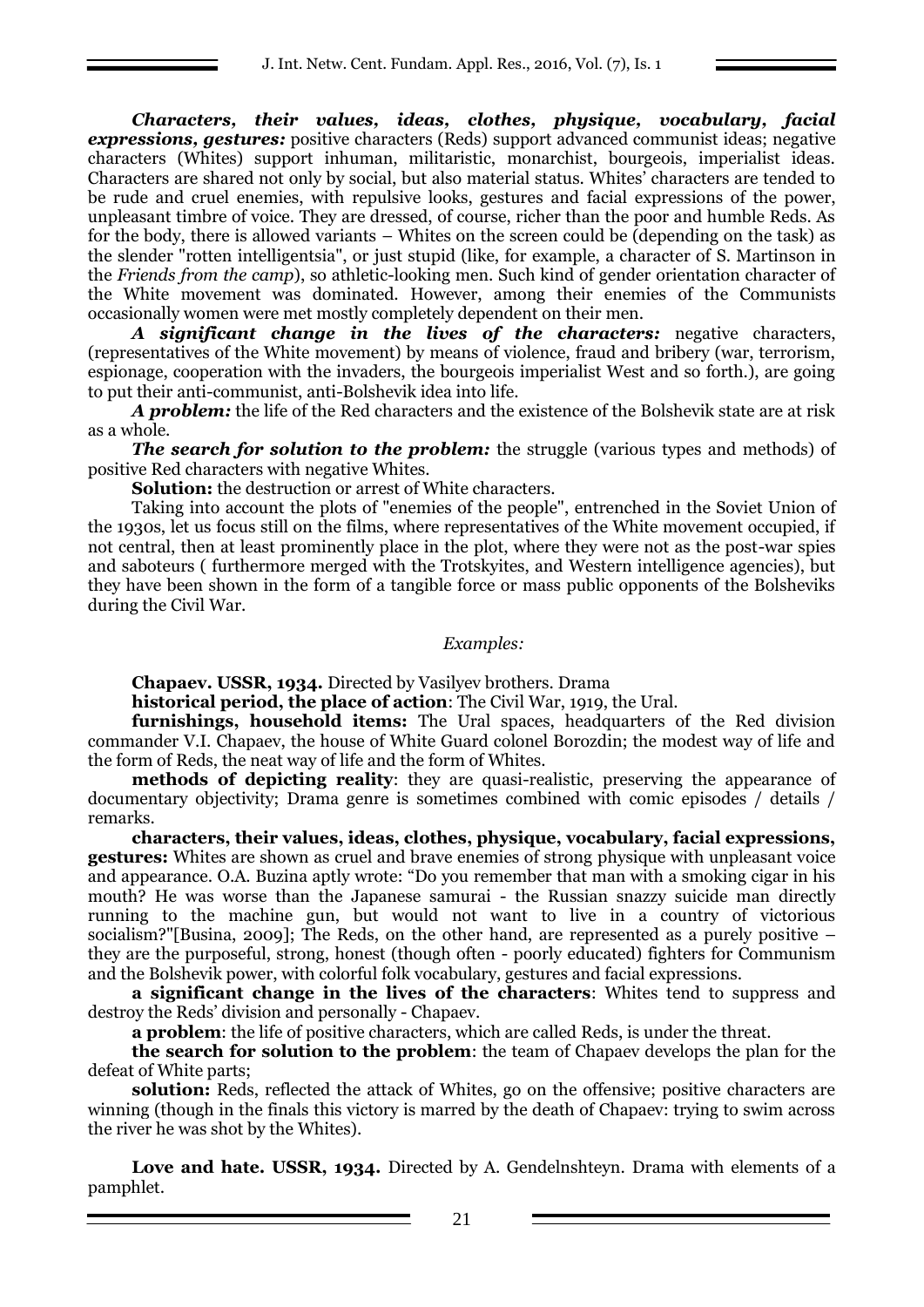***Characters, their values, ideas, clothes, physique, vocabulary, facial expressions, gestures:*** positive characters (Reds) support advanced communist ideas; negative characters (Whites) support inhuman, militaristic, monarchist, bourgeois, imperialist ideas. Characters are shared not only by social, but also material status. Whites' characters are tended to be rude and cruel enemies, with repulsive looks, gestures and facial expressions of the power, unpleasant timbre of voice. They are dressed, of course, richer than the poor and humble Reds. As for the body, there is allowed variants – Whites on the screen could be (depending on the task) as the slender "rotten intelligentsia", or just stupid (like, for example, a character of S. Martinson in the *Friends from the camp*), so athletic-looking men. Such kind of gender orientation character of the White movement was dominated. However, among their enemies of the Communists occasionally women were met mostly completely dependent on their men.

***A significant change in the lives of the characters:*** negative characters, (representatives of the White movement) by means of violence, fraud and bribery (war, terrorism, espionage, cooperation with the invaders, the bourgeois imperialist West and so forth.), are going to put their anti-communist, anti-Bolshevik idea into life.

***A problem:*** the life of the Red characters and the existence of the Bolshevik state are at risk as a whole.

***The search for solution to the problem:*** the struggle (various types and methods) of positive Red characters with negative Whites.

**Solution:** the destruction or arrest of White characters.

Taking into account the plots of "enemies of the people", entrenched in the Soviet Union of the 1930s, let us focus still on the films, where representatives of the White movement occupied, if not central, then at least prominently place in the plot, where they were not as the post-war spies and saboteurs ( furthermore merged with the Trotskyites, and Western intelligence agencies), but they have been shown in the form of a tangible force or mass public opponents of the Bolsheviks during the Civil War.

*Examples:*

**Chapaev. USSR, 1934.** Directed by Vasilyev brothers. Drama

**historical period, the place of action**: The Civil War, 1919, the Ural.

**furnishings, household items:** The Ural spaces, headquarters of the Red division commander V.I. Chapaev, the house of White Guard colonel Borozdin; the modest way of life and the form of Reds, the neat way of life and the form of Whites.

**methods of depicting reality**: they are quasi-realistic, preserving the appearance of documentary objectivity; Drama genre is sometimes combined with comic episodes / details / remarks.

**characters, their values, ideas, clothes, physique, vocabulary, facial expressions, gestures:** Whites are shown as cruel and brave enemies of strong physique with unpleasant voice and appearance. O.A. Buzina aptly wrote: "Do you remember that man with a smoking cigar in his mouth? He was worse than the Japanese samurai - the Russian snazzy suicide man directly running to the machine gun, but would not want to live in a country of victorious socialism?"[Busina, 2009]; The Reds, on the other hand, are represented as a purely positive – they are the purposeful, strong, honest (though often - poorly educated) fighters for Communism and the Bolshevik power, with colorful folk vocabulary, gestures and facial expressions.

**a significant change in the lives of the characters**: Whites tend to suppress and destroy the Reds' division and personally - Chapaev.

**a problem**: the life of positive characters, which are called Reds, is under the threat.

**the search for solution to the problem**: the team of Chapaev develops the plan for the defeat of White parts;

**solution:** Reds, reflected the attack of Whites, go on the offensive; positive characters are winning (though in the finals this victory is marred by the death of Chapaev: trying to swim across the river he was shot by the Whites).

**Love and hate. USSR, 1934.** Directed by A. Gendelnshteyn. Drama with elements of a pamphlet.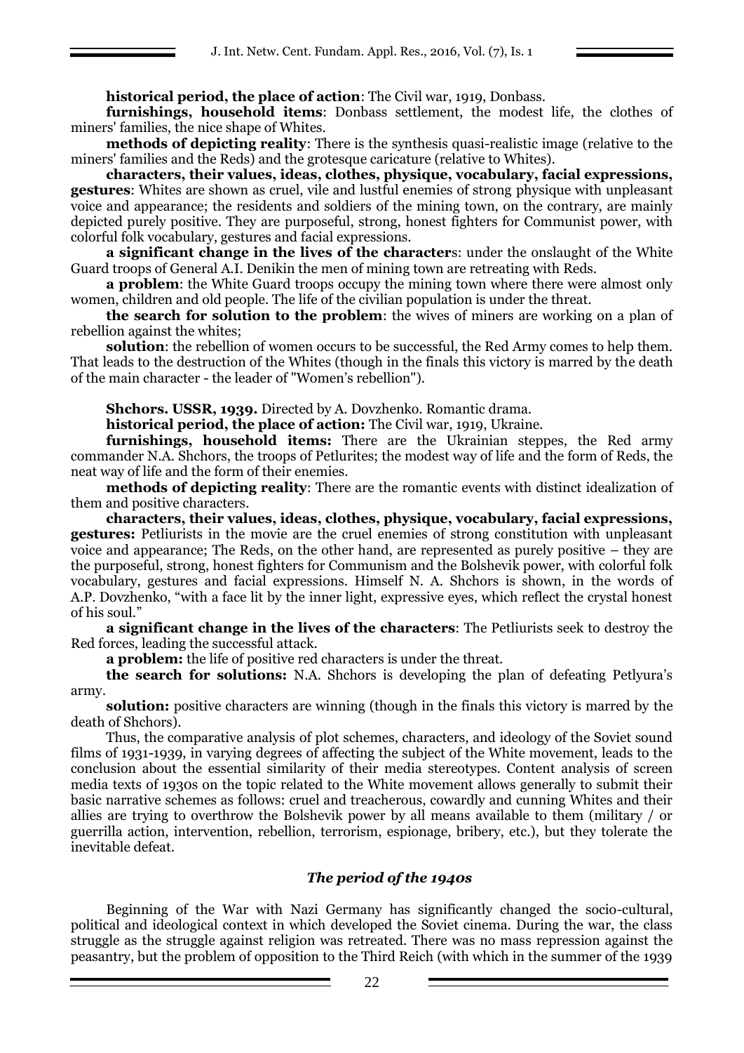**historical period, the place of action**: The Civil war, 1919, Donbass.

**furnishings, household items**: Donbass settlement, the modest life, the clothes of miners' families, the nice shape of Whites.

**methods of depicting reality**: There is the synthesis quasi-realistic image (relative to the miners' families and the Reds) and the grotesque caricature (relative to Whites).

**characters, their values, ideas, clothes, physique, vocabulary, facial expressions, gestures**: Whites are shown as cruel, vile and lustful enemies of strong physique with unpleasant voice and appearance; the residents and soldiers of the mining town, on the contrary, are mainly depicted purely positive. They are purposeful, strong, honest fighters for Communist power, with colorful folk vocabulary, gestures and facial expressions.

**a significant change in the lives of the characters**: under the onslaught of the White Guard troops of General A.I. Denikin the men of mining town are retreating with Reds.

**a problem**: the White Guard troops occupy the mining town where there were almost only women, children and old people. The life of the civilian population is under the threat.

**the search for solution to the problem**: the wives of miners are working on a plan of rebellion against the whites;

**solution**: the rebellion of women occurs to be successful, the Red Army comes to help them. That leads to the destruction of the Whites (though in the finals this victory is marred by the death of the main character - the leader of "Women's rebellion").

**Shchors. USSR, 1939.** Directed by A. Dovzhenko. Romantic drama.

**historical period, the place of action:** The Civil war, 1919, Ukraine.

**furnishings, household items:** There are the Ukrainian steppes, the Red army commander N.A. Shchors, the troops of Petlurites; the modest way of life and the form of Reds, the neat way of life and the form of their enemies.

**methods of depicting reality**: There are the romantic events with distinct idealization of them and positive characters.

**characters, their values, ideas, clothes, physique, vocabulary, facial expressions, gestures:** Petliurists in the movie are the cruel enemies of strong constitution with unpleasant voice and appearance; The Reds, on the other hand, are represented as purely positive – they are the purposeful, strong, honest fighters for Communism and the Bolshevik power, with colorful folk vocabulary, gestures and facial expressions. Himself N. A. Shchors is shown, in the words of A.P. Dovzhenko, "with a face lit by the inner light, expressive eyes, which reflect the crystal honest of his soul."

**a significant change in the lives of the characters**: The Petliurists seek to destroy the Red forces, leading the successful attack.

**a problem:** the life of positive red characters is under the threat.

**the search for solutions:** N.A. Shchors is developing the plan of defeating Petlyura's army.

**solution:** positive characters are winning (though in the finals this victory is marred by the death of Shchors).

Thus, the comparative analysis of plot schemes, characters, and ideology of the Soviet sound films of 1931-1939, in varying degrees of affecting the subject of the White movement, leads to the conclusion about the essential similarity of their media stereotypes. Content analysis of screen media texts of 1930s on the topic related to the White movement allows generally to submit their basic narrative schemes as follows: cruel and treacherous, cowardly and cunning Whites and their allies are trying to overthrow the Bolshevik power by all means available to them (military / or guerrilla action, intervention, rebellion, terrorism, espionage, bribery, etc.), but they tolerate the inevitable defeat.

### *The period of the 1940s*

Beginning of the War with Nazi Germany has significantly changed the socio-cultural, political and ideological context in which developed the Soviet cinema. During the war, the class struggle as the struggle against religion was retreated. There was no mass repression against the peasantry, but the problem of opposition to the Third Reich (with which in the summer of the 1939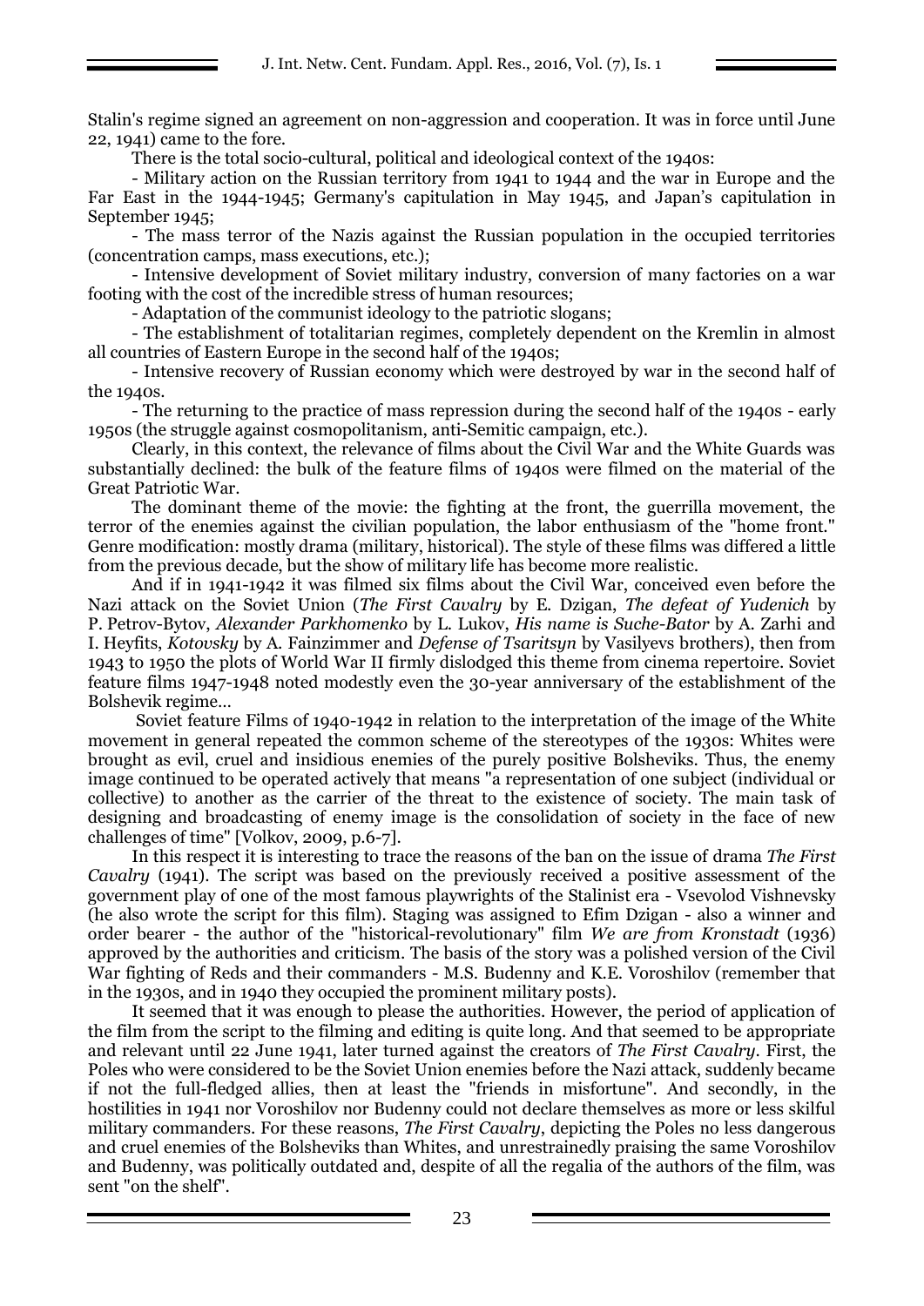Stalin's regime signed an agreement on non-aggression and cooperation. It was in force until June 22, 1941) came to the fore.

There is the total socio-cultural, political and ideological context of the 1940s:

- Military action on the Russian territory from 1941 to 1944 and the war in Europe and the Far East in the 1944-1945; Germany's capitulation in May 1945, and Japan's capitulation in September 1945;
- The mass terror of the Nazis against the Russian population in the occupied territories (concentration camps, mass executions, etc.);
- Intensive development of Soviet military industry, conversion of many factories on a war footing with the cost of the incredible stress of human resources;
- Adaptation of the communist ideology to the patriotic slogans;
- The establishment of totalitarian regimes, completely dependent on the Kremlin in almost all countries of Eastern Europe in the second half of the 1940s;
- Intensive recovery of Russian economy which were destroyed by war in the second half of the 1940s.
- The returning to the practice of mass repression during the second half of the 1940s - early 1950s (the struggle against cosmopolitanism, anti-Semitic campaign, etc.).

Clearly, in this context, the relevance of films about the Civil War and the White Guards was substantially declined: the bulk of the feature films of 1940s were filmed on the material of the Great Patriotic War.

The dominant theme of the movie: the fighting at the front, the guerrilla movement, the terror of the enemies against the civilian population, the labor enthusiasm of the "home front." Genre modification: mostly drama (military, historical). The style of these films was differed a little from the previous decade, but the show of military life has become more realistic.

And if in 1941-1942 it was filmed six films about the Civil War, conceived even before the Nazi attack on the Soviet Union (*The First Cavalry* by E. Dzigan, *The defeat of Yudenich* by P. Petrov-Bytov, *Alexander Parkhomenko* by L. Lukov, *His name is Suche-Bator* by A. Zarhi and I. Heyfits, *Kotovsky* by A. Fainzimmer and *Defense of Tsaritsyn* by Vasilyevs brothers), then from 1943 to 1950 the plots of World War II firmly dislodged this theme from cinema repertoire. Soviet feature films 1947-1948 noted modestly even the 30-year anniversary of the establishment of the Bolshevik regime…

Soviet feature Films of 1940-1942 in relation to the interpretation of the image of the White movement in general repeated the common scheme of the stereotypes of the 1930s: Whites were brought as evil, cruel and insidious enemies of the purely positive Bolsheviks. Thus, the enemy image continued to be operated actively that means "a representation of one subject (individual or collective) to another as the carrier of the threat to the existence of society. The main task of designing and broadcasting of enemy image is the consolidation of society in the face of new challenges of time" [Volkov, 2009, p.6-7].

In this respect it is interesting to trace the reasons of the ban on the issue of drama *The First Cavalry* (1941). The script was based on the previously received a positive assessment of the government play of one of the most famous playwrights of the Stalinist era - Vsevolod Vishnevsky (he also wrote the script for this film). Staging was assigned to Efim Dzigan - also a winner and order bearer - the author of the "historical-revolutionary" film *We are from Kronstadt* (1936) approved by the authorities and criticism. The basis of the story was a polished version of the Civil War fighting of Reds and their commanders - M.S. Budenny and K.E. Voroshilov (remember that in the 1930s, and in 1940 they occupied the prominent military posts).

It seemed that it was enough to please the authorities. However, the period of application of the film from the script to the filming and editing is quite long. And that seemed to be appropriate and relevant until 22 June 1941, later turned against the creators of *The First Cavalry*. First, the Poles who were considered to be the Soviet Union enemies before the Nazi attack, suddenly became if not the full-fledged allies, then at least the "friends in misfortune". And secondly, in the hostilities in 1941 nor Voroshilov nor Budenny could not declare themselves as more or less skilful military commanders. For these reasons, *The First Cavalry*, depicting the Poles no less dangerous and cruel enemies of the Bolsheviks than Whites, and unrestrainedly praising the same Voroshilov and Budenny, was politically outdated and, despite of all the regalia of the authors of the film, was sent "on the shelf".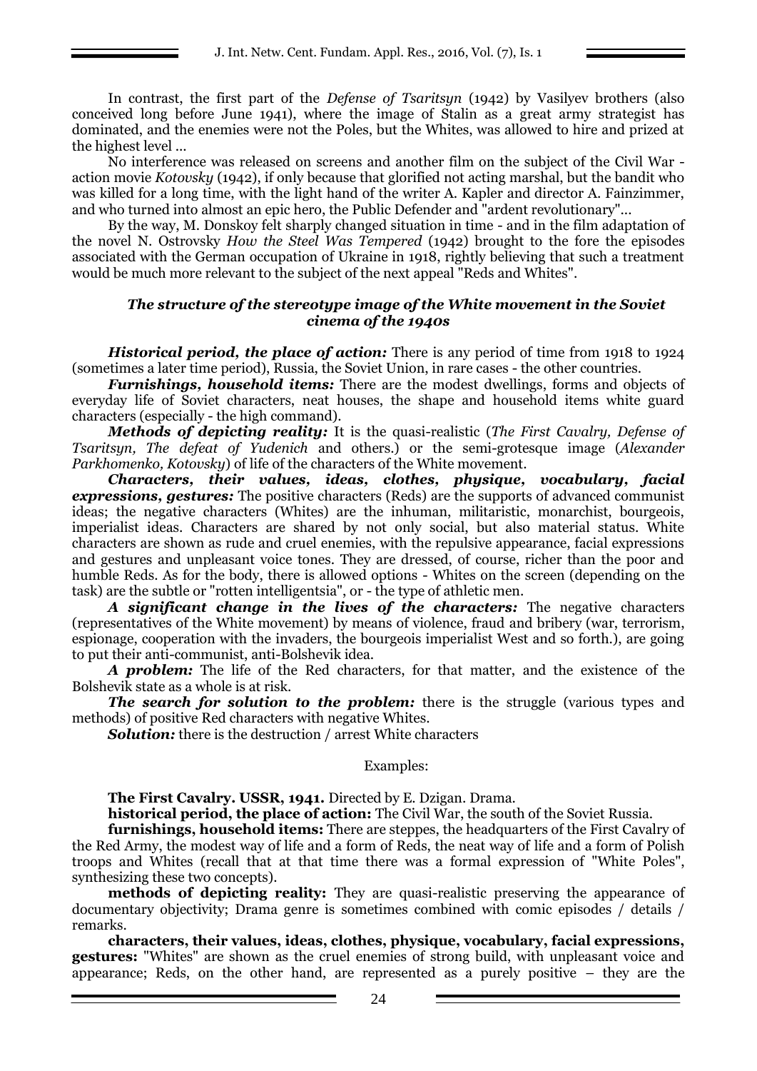In contrast, the first part of the *Defense of Tsaritsyn* (1942) by Vasilyev brothers (also conceived long before June 1941), where the image of Stalin as a great army strategist has dominated, and the enemies were not the Poles, but the Whites, was allowed to hire and prized at the highest level ...

No interference was released on screens and another film on the subject of the Civil War - action movie *Kotovsky* (1942), if only because that glorified not acting marshal, but the bandit who was killed for a long time, with the light hand of the writer A. Kapler and director A. Fainzimmer, and who turned into almost an epic hero, the Public Defender and "ardent revolutionary"...

By the way, M. Donskoy felt sharply changed situation in time - and in the film adaptation of the novel N. Ostrovsky *How the Steel Was Tempered* (1942) brought to the fore the episodes associated with the German occupation of Ukraine in 1918, rightly believing that such a treatment would be much more relevant to the subject of the next appeal "Reds and Whites".

### *The structure of the stereotype image of the White movement in the Soviet cinema of the 1940s*

***Historical period, the place of action:*** There is any period of time from 1918 to 1924 (sometimes a later time period), Russia, the Soviet Union, in rare cases - the other countries.

***Furnishings, household items:*** There are the modest dwellings, forms and objects of everyday life of Soviet characters, neat houses, the shape and household items white guard characters (especially - the high command).

***Methods of depicting reality:*** It is the quasi-realistic (*The First Cavalry, Defense of Tsaritsyn, The defeat of Yudenich* and others.) or the semi-grotesque image (*Alexander Parkhomenko, Kotovsky*) of life of the characters of the White movement.

***Characters, their values, ideas, clothes, physique, vocabulary, facial expressions, gestures:*** The positive characters (Reds) are the supports of advanced communist ideas; the negative characters (Whites) are the inhuman, militaristic, monarchist, bourgeois, imperialist ideas. Characters are shared by not only social, but also material status. White characters are shown as rude and cruel enemies, with the repulsive appearance, facial expressions and gestures and unpleasant voice tones. They are dressed, of course, richer than the poor and humble Reds. As for the body, there is allowed options - Whites on the screen (depending on the task) are the subtle or "rotten intelligentsia", or - the type of athletic men.

***A significant change in the lives of the characters:*** The negative characters (representatives of the White movement) by means of violence, fraud and bribery (war, terrorism, espionage, cooperation with the invaders, the bourgeois imperialist West and so forth.), are going to put their anti-communist, anti-Bolshevik idea.

***A problem:*** The life of the Red characters, for that matter, and the existence of the Bolshevik state as a whole is at risk.

***The search for solution to the problem:*** there is the struggle (various types and methods) of positive Red characters with negative Whites.

***Solution:*** there is the destruction / arrest White characters

Examples:

**The First Cavalry. USSR, 1941.** Directed by E. Dzigan. Drama.

**historical period, the place of action:** The Civil War, the south of the Soviet Russia.

**furnishings, household items:** There are steppes, the headquarters of the First Cavalry of the Red Army, the modest way of life and a form of Reds, the neat way of life and a form of Polish troops and Whites (recall that at that time there was a formal expression of "White Poles", synthesizing these two concepts).

**methods of depicting reality:** They are quasi-realistic preserving the appearance of documentary objectivity; Drama genre is sometimes combined with comic episodes / details / remarks.

**characters, their values, ideas, clothes, physique, vocabulary, facial expressions, gestures:** "Whites" are shown as the cruel enemies of strong build, with unpleasant voice and appearance; Reds, on the other hand, are represented as a purely positive – they are the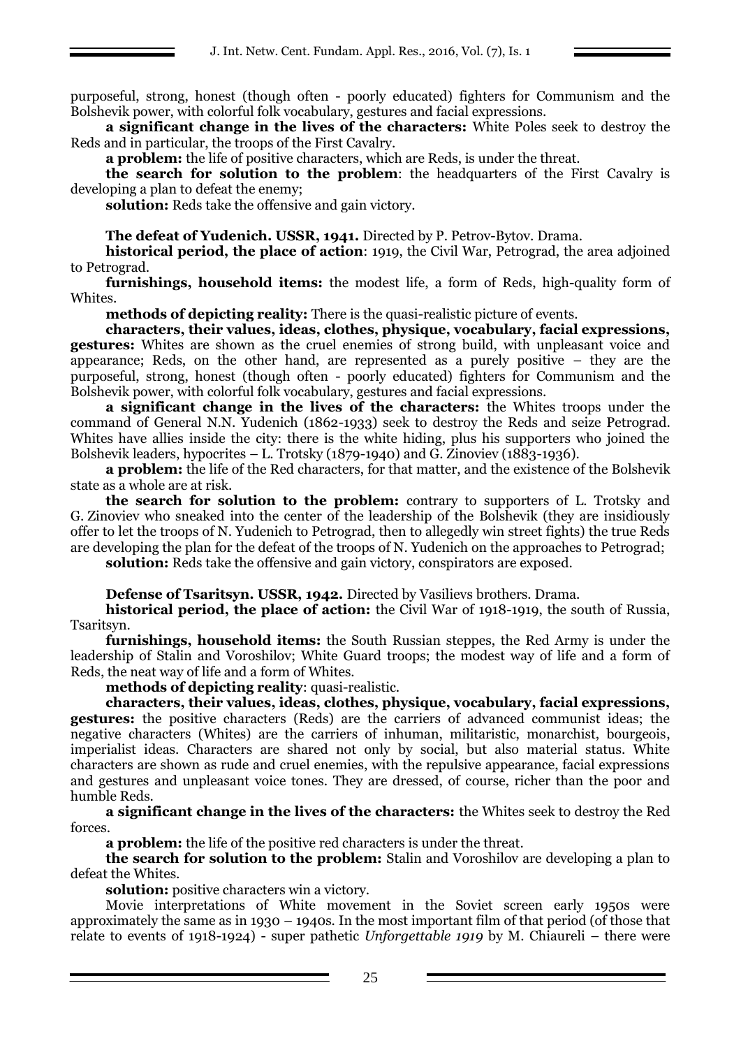purposeful, strong, honest (though often - poorly educated) fighters for Communism and the Bolshevik power, with colorful folk vocabulary, gestures and facial expressions.

**a significant change in the lives of the characters:** White Poles seek to destroy the Reds and in particular, the troops of the First Cavalry.

**a problem:** the life of positive characters, which are Reds, is under the threat.

**the search for solution to the problem**: the headquarters of the First Cavalry is developing a plan to defeat the enemy;

**solution:** Reds take the offensive and gain victory.

**The defeat of Yudenich. USSR, 1941.** Directed by P. Petrov-Bytov. Drama.

**historical period, the place of action**: 1919, the Civil War, Petrograd, the area adjoined to Petrograd.

**furnishings, household items:** the modest life, a form of Reds, high-quality form of Whites.

**methods of depicting reality:** There is the quasi-realistic picture of events.

**characters, their values, ideas, clothes, physique, vocabulary, facial expressions, gestures:** Whites are shown as the cruel enemies of strong build, with unpleasant voice and appearance; Reds, on the other hand, are represented as a purely positive – they are the purposeful, strong, honest (though often - poorly educated) fighters for Communism and the Bolshevik power, with colorful folk vocabulary, gestures and facial expressions.

**a significant change in the lives of the characters:** the Whites troops under the command of General N.N. Yudenich (1862-1933) seek to destroy the Reds and seize Petrograd. Whites have allies inside the city: there is the white hiding, plus his supporters who joined the Bolshevik leaders, hypocrites – L. Trotsky (1879-1940) and G. Zinoviev (1883-1936).

**a problem:** the life of the Red characters, for that matter, and the existence of the Bolshevik state as a whole are at risk.

**the search for solution to the problem:** contrary to supporters of L. Trotsky and G. Zinoviev who sneaked into the center of the leadership of the Bolshevik (they are insidiously offer to let the troops of N. Yudenich to Petrograd, then to allegedly win street fights) the true Reds are developing the plan for the defeat of the troops of N. Yudenich on the approaches to Petrograd;

**solution:** Reds take the offensive and gain victory, conspirators are exposed.

**Defense of Tsaritsyn. USSR, 1942.** Directed by Vasilievs brothers. Drama.

**historical period, the place of action:** the Civil War of 1918-1919, the south of Russia, Tsaritsyn.

**furnishings, household items:** the South Russian steppes, the Red Army is under the leadership of Stalin and Voroshilov; White Guard troops; the modest way of life and a form of Reds, the neat way of life and a form of Whites.

**methods of depicting reality**: quasi-realistic.

**characters, their values, ideas, clothes, physique, vocabulary, facial expressions, gestures:** the positive characters (Reds) are the carriers of advanced communist ideas; the negative characters (Whites) are the carriers of inhuman, militaristic, monarchist, bourgeois, imperialist ideas. Characters are shared not only by social, but also material status. White characters are shown as rude and cruel enemies, with the repulsive appearance, facial expressions and gestures and unpleasant voice tones. They are dressed, of course, richer than the poor and humble Reds.

**a significant change in the lives of the characters:** the Whites seek to destroy the Red forces.

**a problem:** the life of the positive red characters is under the threat.

**the search for solution to the problem:** Stalin and Voroshilov are developing a plan to defeat the Whites.

**solution:** positive characters win a victory.

Movie interpretations of White movement in the Soviet screen early 1950s were approximately the same as in 1930 – 1940s. In the most important film of that period (of those that relate to events of 1918-1924) - super pathetic *Unforgettable 1919* by M. Chiaureli – there were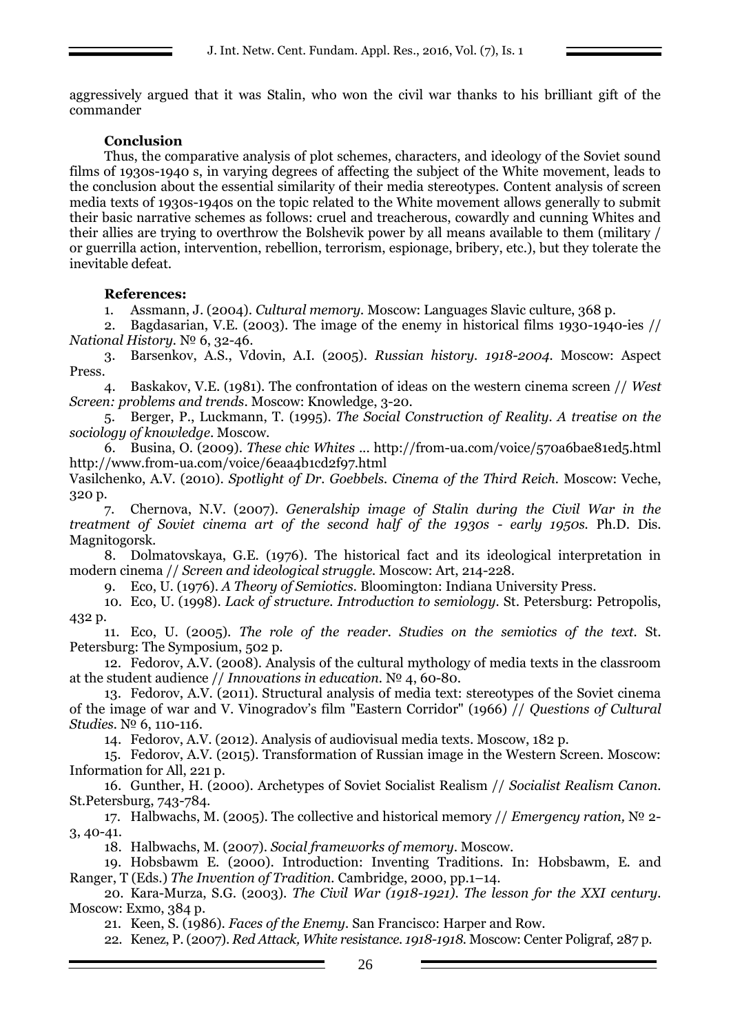aggressively argued that it was Stalin, who won the civil war thanks to his brilliant gift of the commander

**Conclusion**

Thus, the comparative analysis of plot schemes, characters, and ideology of the Soviet sound films of 1930s-1940 s, in varying degrees of affecting the subject of the White movement, leads to the conclusion about the essential similarity of their media stereotypes. Content analysis of screen media texts of 1930s-1940s on the topic related to the White movement allows generally to submit their basic narrative schemes as follows: cruel and treacherous, cowardly and cunning Whites and their allies are trying to overthrow the Bolshevik power by all means available to them (military / or guerrilla action, intervention, rebellion, terrorism, espionage, bribery, etc.), but they tolerate the inevitable defeat.

**References:**

1. Assmann, J. (2004). *Cultural memory*. Moscow: Languages Slavic culture, 368 p.
2. Bagdasarian, V.E. (2003). The image of the enemy in historical films 1930-1940-ies // *National History*. № 6, 32-46.
3. Barsenkov, A.S., Vdovin, A.I. (2005). *Russian history. 1918-2004*. Moscow: Aspect Press.
4. Baskakov, V.E. (1981). The confrontation of ideas on the western cinema screen // *West Screen: problems and trends*. Moscow: Knowledge, 3-20.
5. Berger, P., Luckmann, T. (1995). *The Social Construction of Reality. A treatise on the sociology of knowledge*. Moscow.
6. Busina, O. (2009). *These chic Whites* ... http://from-ua.com/voice/570a6bae81ed5.html http://www.from-ua.com/voice/6eaa4b1cd2f97.html

Vasilchenko, A.V. (2010). *Spotlight of Dr. Goebbels. Cinema of the Third Reich*. Moscow: Veche, 320 p.

7. Chernova, N.V. (2007). *Generalship image of Stalin during the Civil War in the treatment of Soviet cinema art of the second half of the 1930s - early 1950s*. Ph.D. Dis. Magnitogorsk.
8. Dolmatovskaya, G.E. (1976). The historical fact and its ideological interpretation in modern cinema // *Screen and ideological struggle*. Moscow: Art, 214-228.
9. Eco, U. (1976). *A Theory of Semiotics*. Bloomington: Indiana University Press.
10. Eco, U. (1998). *Lack of structure. Introduction to semiology*. St. Petersburg: Petropolis, 432 p.
11. Eco, U. (2005). *The role of the reader. Studies on the semiotics of the text*. St. Petersburg: The Symposium, 502 p.
12. Fedorov, A.V. (2008). Analysis of the cultural mythology of media texts in the classroom at the student audience // *Innovations in education*. № 4, 60-80.
13. Fedorov, A.V. (2011). Structural analysis of media text: stereotypes of the Soviet cinema of the image of war and V. Vinogradov's film "Eastern Corridor" (1966) // *Questions of Cultural Studies*. № 6, 110-116.
14. Fedorov, A.V. (2012). Analysis of audiovisual media texts. Moscow, 182 p.
15. Fedorov, A.V. (2015). Transformation of Russian image in the Western Screen. Moscow: Information for All, 221 p.
16. Gunther, H. (2000). Archetypes of Soviet Socialist Realism // *Socialist Realism Canon*. St.Petersburg, 743-784.
17. Halbwachs, M. (2005). The collective and historical memory // *Emergency ration,* № 2-3, 40-41.
18. Halbwachs, M. (2007). *Social frameworks of memory*. Moscow.
19. Hobsbawm E. (2000). Introduction: Inventing Traditions. In: Hobsbawm, E. and Ranger, T (Eds.) *The Invention of Tradition*. Cambridge, 2000, pp.1–14.
20. Kara-Murza, S.G. (2003). *The Civil War (1918-1921). The lesson for the XXI century*. Moscow: Exmo, 384 p.
21. Keen, S. (1986). *Faces of the Enemy*. San Francisco: Harper and Row.
22. Kenez, P. (2007). *Red Attack, White resistance. 1918-1918*. Moscow: Center Poligraf, 287 p.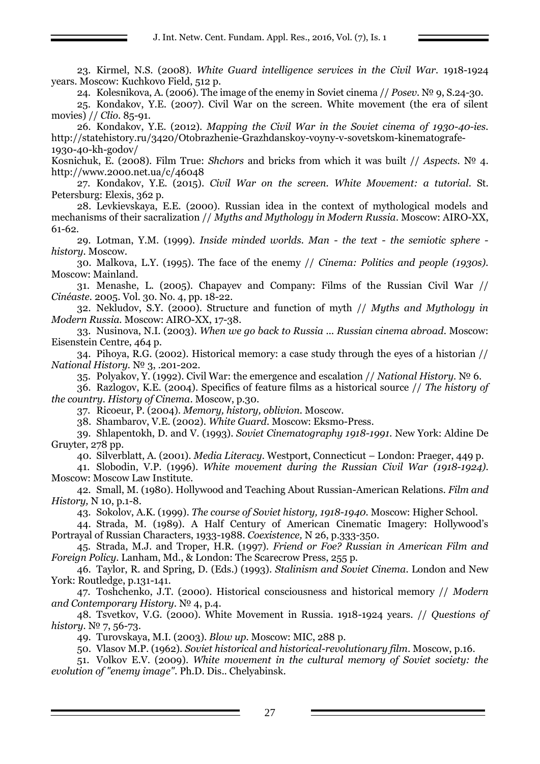23. Kirmel, N.S. (2008). *White Guard intelligence services in the Civil War.* 1918-1924 years. Moscow: Kuchkovo Field, 512 p.

24. Kolesnikova, A. (2006). The image of the enemy in Soviet cinema // *Posev.* № 9, S.24-30.

25. Kondakov, Y.E. (2007). Civil War on the screen. White movement (the era of silent movies) // *Clio.* 85-91.

26. Kondakov, Y.E. (2012). *Mapping the Civil War in the Soviet cinema of 1930-40-ies.* http://statehistory.ru/3420/Otobrazhenie-Grazhdanskoy-voyny-v-sovetskom-kinematografe-1930-40-kh-godov/

Kosnichuk, E. (2008). Film True: *Shchors* and bricks from which it was built // *Aspects.* № 4. http://www.2000.net.ua/c/46048

27. Kondakov, Y.E. (2015). *Civil War on the screen. White Movement: a tutorial.* St. Petersburg: Elexis, 362 p.

28. Levkievskaya, E.E. (2000). Russian idea in the context of mythological models and mechanisms of their sacralization // *Myths and Mythology in Modern Russia.* Moscow: AIRO-XX, 61-62.

29. Lotman, Y.M. (1999). *Inside minded worlds. Man - the text - the semiotic sphere - history.* Moscow.

30. Malkova, L.Y. (1995). The face of the enemy // *Cinema: Politics and people (1930s).* Moscow: Mainland.

31. Menashe, L. (2005). Chapayev and Company: Films of the Russian Civil War // *Cinéaste.* 2005. Vol. 30. No. 4, pp. 18-22.

32. Nekludov, S.Y. (2000). Structure and function of myth // *Myths and Mythology in Modern Russia.* Moscow: AIRO-XX, 17-38.

33. Nusinova, N.I. (2003). *When we go back to Russia ... Russian cinema abroad.* Moscow: Eisenstein Centre, 464 p.

34. Pihoya, R.G. (2002). Historical memory: a case study through the eyes of a historian // *National History.* № 3, .201-202.

35. Polyakov, Y. (1992). Civil War: the emergence and escalation // *National History.* № 6.

36. Razlogov, K.E. (2004). Specifics of feature films as a historical source // *The history of the country. History of Cinema.* Moscow, p.30.

37. Ricoeur, P. (2004). *Memory, history, oblivion.* Moscow.

38. Shambarov, V.E. (2002). *White Guard.* Moscow: Eksmo-Press.

39. Shlapentokh, D. and V. (1993). *Soviet Cinematography 1918-1991.* New York: Aldine De Gruyter, 278 pp.

40. Silverblatt, A. (2001). *Media Literacy.* Westport, Connecticut – London: Praeger, 449 p.

41. Slobodin, V.P. (1996). *White movement during the Russian Civil War (1918-1924).* Moscow: Moscow Law Institute.

42. Small, M. (1980). Hollywood and Teaching About Russian-American Relations. *Film and History,* N 10, p.1-8.

43. Sokolov, A.K. (1999). *The course of Soviet history, 1918-1940.* Moscow: Higher School.

44. Strada, M. (1989). A Half Century of American Cinematic Imagery: Hollywood's Portrayal of Russian Characters, 1933-1988. *Coexistence,* N 26, p.333-350.

45. Strada, M.J. and Troper, H.R. (1997). *Friend or Foe? Russian in American Film and Foreign Policy.* Lanham, Md., & London: The Scarecrow Press, 255 p.

46. Taylor, R. and Spring, D. (Eds.) (1993). *Stalinism and Soviet Cinema.* London and New York: Routledge, p.131-141.

47. Toshchenko, J.T. (2000). Historical consciousness and historical memory // *Modern and Contemporary History.* № 4, p.4.

48. Tsvetkov, V.G. (2000). White Movement in Russia. 1918-1924 years. // *Questions of history.* № 7, 56-73.

49. Turovskaya, M.I. (2003). *Blow up.* Moscow: MIC, 288 p.

50. Vlasov M.P. (1962). *Soviet historical and historical-revolutionary film.* Moscow, p.16.

51. Volkov E.V. (2009). *White movement in the cultural memory of Soviet society: the evolution of "enemy image".* Ph.D. Dis.. Chelyabinsk.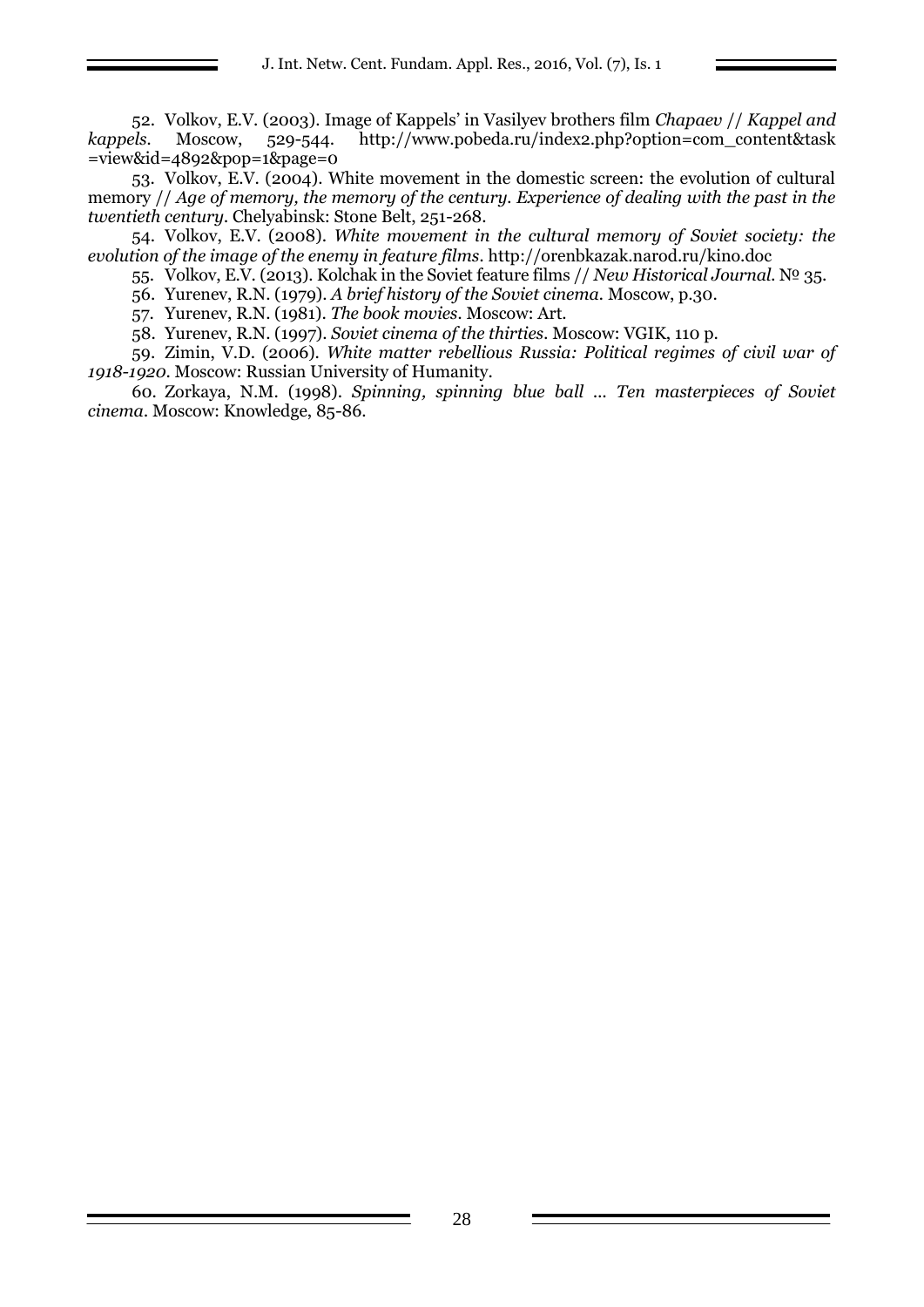52. Volkov, E.V. (2003). Image of Kappels' in Vasilyev brothers film *Chapaev* // *Kappel and kappels*. Moscow, 529-544. http://www.pobeda.ru/index2.php?option=com_content&task=view&id=4892&pop=1&page=0

53. Volkov, E.V. (2004). White movement in the domestic screen: the evolution of cultural memory // *Age of memory, the memory of the century. Experience of dealing with the past in the twentieth century*. Chelyabinsk: Stone Belt, 251-268.

54. Volkov, E.V. (2008). *White movement in the cultural memory of Soviet society: the evolution of the image of the enemy in feature films*. http://orenbkazak.narod.ru/kino.doc

55. Volkov, E.V. (2013). Kolchak in the Soviet feature films // *New Historical Journal*. № 35.

56. Yurenev, R.N. (1979). *A brief history of the Soviet cinema*. Moscow, p.30.

57. Yurenev, R.N. (1981). *The book movies*. Moscow: Art.

58. Yurenev, R.N. (1997). *Soviet cinema of the thirties*. Moscow: VGIK, 110 p.

59. Zimin, V.D. (2006). *White matter rebellious Russia: Political regimes of civil war of 1918-1920*. Moscow: Russian University of Humanity.

60. Zorkaya, N.M. (1998). *Spinning, spinning blue ball ... Ten masterpieces of Soviet cinema*. Moscow: Knowledge, 85-86.